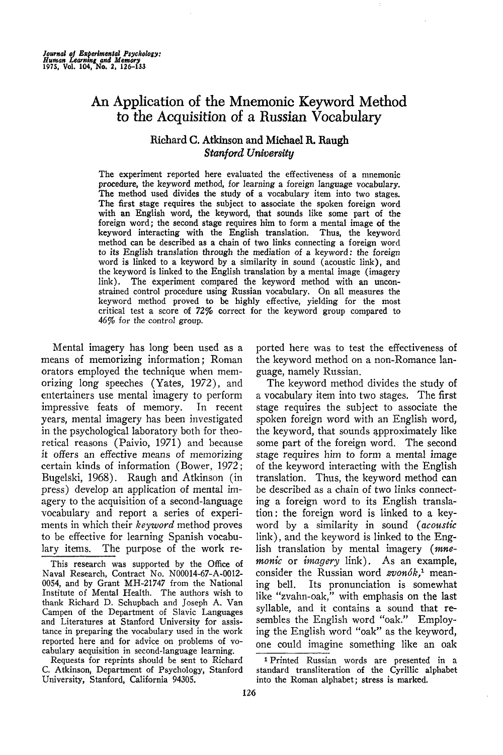# An Application of the Mnemonic Keyword Method to the Acquisition of a Russian Vocabulary

Richard C. Atkinson and Michael R. Raugh
*Stanford University*

The experiment reported here evaluated the effectiveness of a mnemonic procedure, the keyword method, for learning a foreign language vocabulary. The method used divides the study of a vocabulary item into two stages. The first stage requires the subject to associate the spoken foreign word with an English word, the keyword, that sounds like some part of the foreign word; the second stage requires him to form a mental image of the keyword interacting with the English translation. Thus, the keyword method can be described as a chain of two links connecting a foreign word to its English translation through the mediation of a keyword: the foreign word is linked to a keyword by a similarity in sound (acoustic link), and the keyword is linked to the English translation by a mental image (imagery link). The experiment compared the keyword method with an unconstrained control procedure using Russian vocabulary. On all measures the keyword method proved to be highly effective, yielding for the most critical test a score of 72% correct for the keyword group compared to 46% for the control group.

Mental imagery has long been used as a means of memorizing information; Roman orators employed the technique when memorizing long speeches (Yates, 1972), and entertainers use mental imagery to perform impressive feats of memory. In recent years, mental imagery has been investigated in the psychological laboratory both for theoretical reasons (Paivio, 1971) and because it offers an effective means of memorizing certain kinds of information (Bower, 1972; Bugelski, 1968). Raugh and Atkinson (in press) develop an application of mental imagery to the acquisition of a second-language vocabulary and report a series of experiments in which their *keyword* method proves to be effective for learning Spanish vocabulary items. The purpose of the work reported here was to test the effectiveness of the keyword method on a non-Romance language, namely Russian.

The keyword method divides the study of a vocabulary item into two stages. The first stage requires the subject to associate the spoken foreign word with an English word, the keyword, that sounds approximately like some part of the foreign word. The second stage requires him to form a mental image of the keyword interacting with the English translation. Thus, the keyword method can be described as a chain of two links connecting a foreign word to its English translation: the foreign word is linked to a keyword by a similarity in sound (*acoustic* link), and the keyword is linked to the English translation by mental imagery (*mnemonic* or *imagery* link). As an example, consider the Russian word *zvonók*,[1] meaning bell. Its pronunciation is somewhat like "zvahn-oak," with emphasis on the last syllable, and it contains a sound that resembles the English word "oak." Employing the English word "oak" as the keyword, one could imagine something like an oak

This research was supported by the Office of Naval Research, Contract No. N00014-67-A-0012-0054, and by Grant MH-21747 from the National Institute of Mental Health. The authors wish to thank Richard D. Schupbach and Joseph A. Van Campen of the Department of Slavic Languages and Literatures at Stanford University for assistance in preparing the vocabulary used in the work reported here and for advice on problems of vocabulary acquisition in second-language learning.

Requests for reprints should be sent to Richard C. Atkinson, Department of Psychology, Stanford University, Stanford, California 94305.

[1] Printed Russian words are presented in a standard transliteration of the Cyrillic alphabet into the Roman alphabet; stress is marked.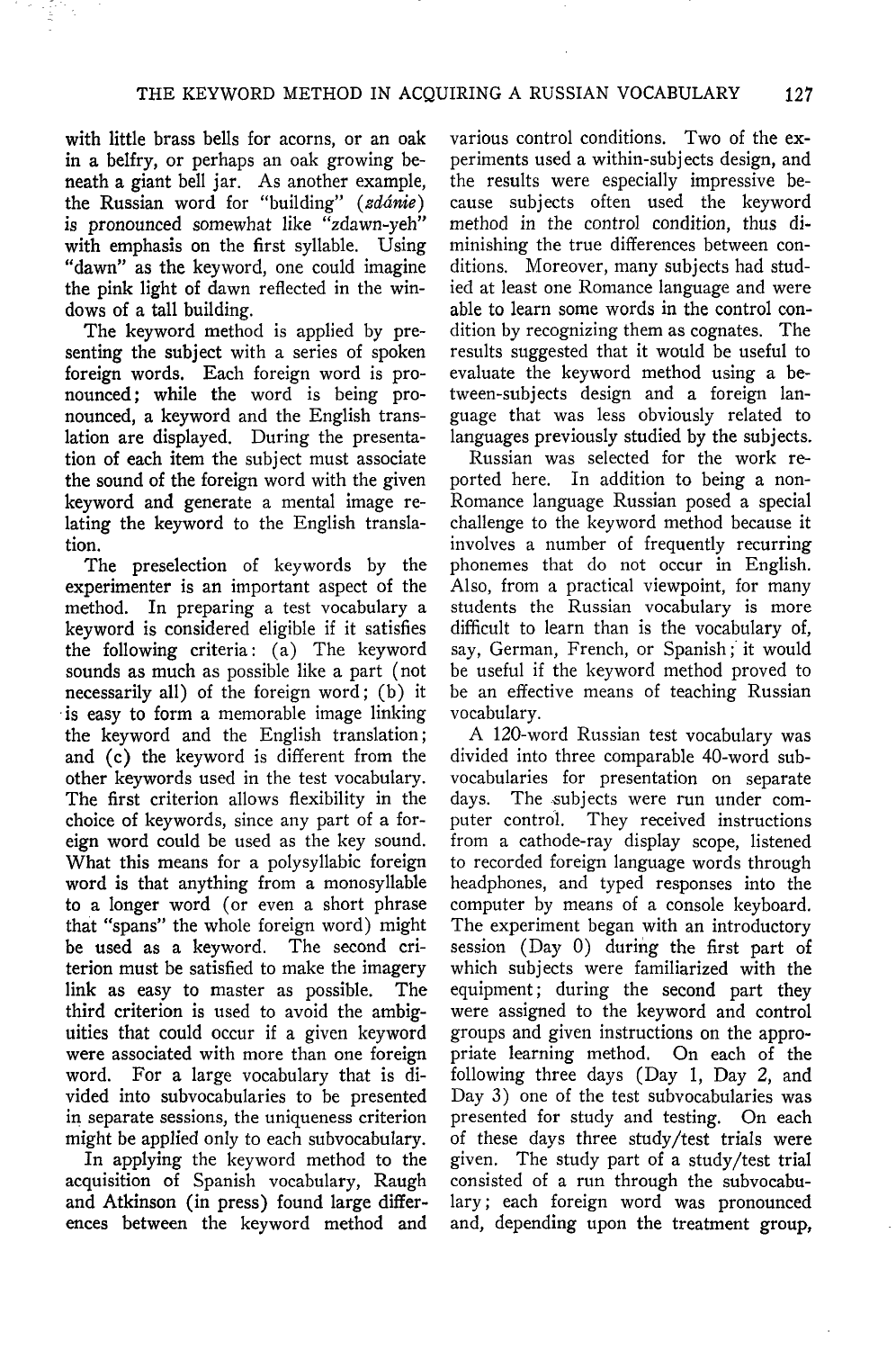with little brass bells for acorns, or an oak in a belfry, or perhaps an oak growing beneath a giant bell jar. As another example, the Russian word for "building" (*zdánie*) is pronounced somewhat like "zdawn-yeh" with emphasis on the first syllable. Using "dawn" as the keyword, one could imagine the pink light of dawn reflected in the windows of a tall building.

The keyword method is applied by presenting the subject with a series of spoken foreign words. Each foreign word is pronounced; while the word is being pronounced, a keyword and the English translation are displayed. During the presentation of each item the subject must associate the sound of the foreign word with the given keyword and generate a mental image relating the keyword to the English translation.

The preselection of keywords by the experimenter is an important aspect of the method. In preparing a test vocabulary a keyword is considered eligible if it satisfies the following criteria: (a) The keyword sounds as much as possible like a part (not necessarily all) of the foreign word; (b) it is easy to form a memorable image linking the keyword and the English translation; and (c) the keyword is different from the other keywords used in the test vocabulary. The first criterion allows flexibility in the choice of keywords, since any part of a foreign word could be used as the key sound. What this means for a polysyllabic foreign word is that anything from a monosyllable to a longer word (or even a short phrase that "spans" the whole foreign word) might be used as a keyword. The second criterion must be satisfied to make the imagery link as easy to master as possible. The third criterion is used to avoid the ambiguities that could occur if a given keyword were associated with more than one foreign word. For a large vocabulary that is divided into subvocabularies to be presented in separate sessions, the uniqueness criterion might be applied only to each subvocabulary.

In applying the keyword method to the acquisition of Spanish vocabulary, Raugh and Atkinson (in press) found large differences between the keyword method and various control conditions. Two of the experiments used a within-subjects design, and the results were especially impressive because subjects often used the keyword method in the control condition, thus diminishing the true differences between conditions. Moreover, many subjects had studied at least one Romance language and were able to learn some words in the control condition by recognizing them as cognates. The results suggested that it would be useful to evaluate the keyword method using a between-subjects design and a foreign language that was less obviously related to languages previously studied by the subjects.

Russian was selected for the work reported here. In addition to being a non-Romance language Russian posed a special challenge to the keyword method because it involves a number of frequently recurring phonemes that do not occur in English. Also, from a practical viewpoint, for many students the Russian vocabulary is more difficult to learn than is the vocabulary of, say, German, French, or Spanish; it would be useful if the keyword method proved to be an effective means of teaching Russian vocabulary.

A 120-word Russian test vocabulary was divided into three comparable 40-word subvocabularies for presentation on separate days. The subjects were run under computer control. They received instructions from a cathode-ray display scope, listened to recorded foreign language words through headphones, and typed responses into the computer by means of a console keyboard. The experiment began with an introductory session (Day 0) during the first part of which subjects were familiarized with the equipment; during the second part they were assigned to the keyword and control groups and given instructions on the appropriate learning method. On each of the following three days (Day 1, Day 2, and Day 3) one of the test subvocabularies was presented for study and testing. On each of these days three study/test trials were given. The study part of a study/test trial consisted of a run through the subvocabulary; each foreign word was pronounced and, depending upon the treatment group,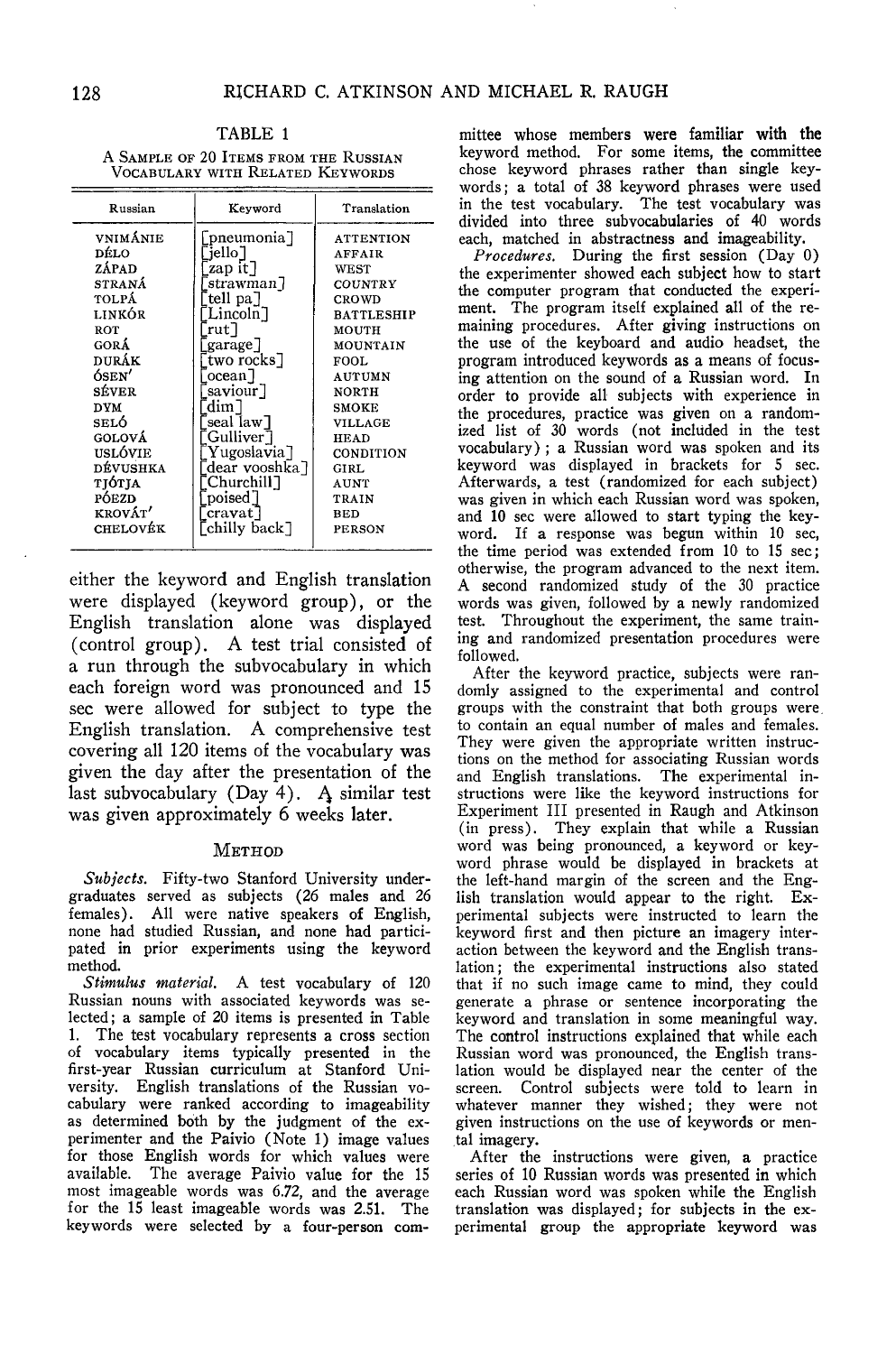TABLE 1

A Sample of 20 Items from the Russian Vocabulary with Related Keywords

| Russian | Keyword | Translation |
|---|---|---|
| VNIMÁNIE | [pneumonia] | ATTENTION |
| DÉLO | [jello] | AFFAIR |
| ZÁPAD | [zap it] | WEST |
| STRANÁ | [strawman] | COUNTRY |
| TOLPÁ | [tell pa] | CROWD |
| LINKÓR | [Lincoln] | BATTLESHIP |
| ROT | [rut] | MOUTH |
| GORÁ | [garage] | MOUNTAIN |
| DURÁK | [two rocks] | FOOL |
| ÓSEN' | [ocean] | AUTUMN |
| SÉVER | [saviour] | NORTH |
| DYM | [dim] | SMOKE |
| SELÓ | [seal law] | VILLAGE |
| GOLOVÁ | [Gulliver] | HEAD |
| USLÓVIE | [Yugoslavia] | CONDITION |
| DÉVUSHKA | [dear vooshka] | GIRL |
| TJÓTJA | [Churchill] | AUNT |
| PÓEZD | [poised] | TRAIN |
| KROVÁT' | [cravat] | BED |
| CHELOVÉK | [chilly back] | PERSON |

either the keyword and English translation were displayed (keyword group), or the English translation alone was displayed (control group). A test trial consisted of a run through the subvocabulary in which each foreign word was pronounced and 15 sec were allowed for subject to type the English translation. A comprehensive test covering all 120 items of the vocabulary was given the day after the presentation of the last subvocabulary (Day 4). A similar test was given approximately 6 weeks later.

## Method

*Subjects.* Fifty-two Stanford University undergraduates served as subjects (26 males and 26 females). All were native speakers of English, none had studied Russian, and none had participated in prior experiments using the keyword method.

*Stimulus material.* A test vocabulary of 120 Russian nouns with associated keywords was selected; a sample of 20 items is presented in Table 1. The test vocabulary represents a cross section of vocabulary items typically presented in the first-year Russian curriculum at Stanford University. English translations of the Russian vocabulary were ranked according to imageability as determined both by the judgment of the experimenter and the Paivio (Note 1) image values for those English words for which values were available. The average Paivio value for the 15 most imageable words was 6.72, and the average for the 15 least imageable words was 2.51. The keywords were selected by a four-person committee whose members were familiar with the keyword method. For some items, the committee chose keyword phrases rather than single keywords; a total of 38 keyword phrases were used in the test vocabulary. The test vocabulary was divided into three subvocabularies of 40 words each, matched in abstractness and imageability.

*Procedures.* During the first session (Day 0) the experimenter showed each subject how to start the computer program that conducted the experiment. The program itself explained all of the remaining procedures. After giving instructions on the use of the keyboard and audio headset, the program introduced keywords as a means of focusing attention on the sound of a Russian word. In order to provide all subjects with experience in the procedures, practice was given on a randomized list of 30 words (not included in the test vocabulary); a Russian word was spoken and its keyword was displayed in brackets for 5 sec. Afterwards, a test (randomized for each subject) was given in which each Russian word was spoken, and 10 sec were allowed to start typing the keyword. If a response was begun within 10 sec, the time period was extended from 10 to 15 sec; otherwise, the program advanced to the next item. A second randomized study of the 30 practice words was given, followed by a newly randomized test. Throughout the experiment, the same training and randomized presentation procedures were followed.

After the keyword practice, subjects were randomly assigned to the experimental and control groups with the constraint that both groups were to contain an equal number of males and females. They were given the appropriate written instructions on the method for associating Russian words and English translations. The experimental instructions were like the keyword instructions for Experiment III presented in Raugh and Atkinson (in press). They explain that while a Russian word was being pronounced, a keyword or keyword phrase would be displayed in brackets at the left-hand margin of the screen and the English translation would appear to the right. Experimental subjects were instructed to learn the keyword first and then picture an imagery interaction between the keyword and the English translation; the experimental instructions also stated that if no such image came to mind, they could generate a phrase or sentence incorporating the keyword and translation in some meaningful way. The control instructions explained that while each Russian word was pronounced, the English translation would be displayed near the center of the screen. Control subjects were told to learn in whatever manner they wished; they were not given instructions on the use of keywords or mental imagery.

After the instructions were given, a practice series of 10 Russian words was presented in which each Russian word was spoken while the English translation was displayed; for subjects in the experimental group the appropriate keyword was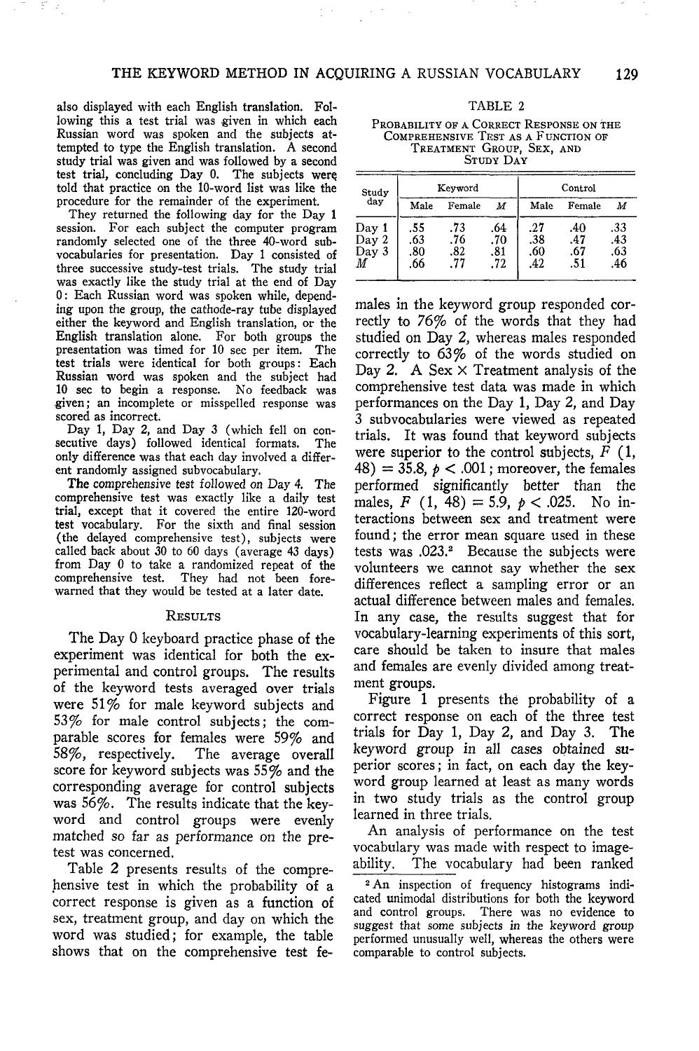also displayed with each English translation. Following this a test trial was given in which each Russian word was spoken and the subjects attempted to type the English translation. A second study trial was given and was followed by a second test trial, concluding Day 0. The subjects were told that practice on the 10-word list was like the procedure for the remainder of the experiment.

They returned the following day for the Day 1 session. For each subject the computer program randomly selected one of the three 40-word subvocabularies for presentation. Day 1 consisted of three successive study-test trials. The study trial was exactly like the study trial at the end of Day 0: Each Russian word was spoken while, depending upon the group, the cathode-ray tube displayed either the keyword and English translation, or the English translation alone. For both groups the presentation was timed for 10 sec per item. The test trials were identical for both groups: Each Russian word was spoken and the subject had 10 sec to begin a response. No feedback was given; an incomplete or misspelled response was scored as incorrect.

Day 1, Day 2, and Day 3 (which fell on consecutive days) followed identical formats. The only difference was that each day involved a different randomly assigned subvocabulary.

The comprehensive test followed on Day 4. The comprehensive test was exactly like a daily test trial, except that it covered the entire 120-word test vocabulary. For the sixth and final session (the delayed comprehensive test), subjects were called back about 30 to 60 days (average 43 days) from Day 0 to take a randomized repeat of the comprehensive test. They had not been forewarned that they would be tested at a later date.

## Results

The Day 0 keyboard practice phase of the experiment was identical for both the experimental and control groups. The results of the keyword tests averaged over trials were 51% for male keyword subjects and 53% for male control subjects; the comparable scores for females were 59% and 58%, respectively. The average overall score for keyword subjects was 55% and the corresponding average for control subjects was 56%. The results indicate that the keyword and control groups were evenly matched so far as performance on the pretest was concerned.

Table 2 presents results of the comprehensive test in which the probability of a correct response is given as a function of sex, treatment group, and day on which the word was studied; for example, the table shows that on the comprehensive test females in the keyword group responded correctly to 76% of the words that they had studied on Day 2, whereas males responded correctly to 63% of the words studied on Day 2. A Sex × Treatment analysis of the comprehensive test data was made in which performances on the Day 1, Day 2, and Day 3 subvocabularies were viewed as repeated trials. It was found that keyword subjects were superior to the control subjects, $F\ (1, 48) = 35.8$, $p < .001$; moreover, the females performed significantly better than the males, $F\ (1, 48) = 5.9$, $p < .025$. No interactions between sex and treatment were found; the error mean square used in these tests was .023.[2] Because the subjects were volunteers we cannot say whether the sex differences reflect a sampling error or an actual difference between males and females. In any case, the results suggest that for vocabulary-learning experiments of this sort, care should be taken to insure that males and females are evenly divided among treatment groups.

TABLE 2

Probability of a Correct Response on the Comprehensive Test as a Function of Treatment Group, Sex, and Study Day

| Study day | Keyword | | | Control | | |
|---|---|---|---|---|---|---|
| | Male | Female | *M* | Male | Female | *M* |
| Day 1 | .55 | .73 | .64 | .27 | .40 | .33 |
| Day 2 | .63 | .76 | .70 | .38 | .47 | .43 |
| Day 3 | .80 | .82 | .81 | .60 | .67 | .63 |
| *M* | .66 | .77 | .72 | .42 | .51 | .46 |

Figure 1 presents the probability of a correct response on each of the three test trials for Day 1, Day 2, and Day 3. The keyword group in all cases obtained superior scores; in fact, on each day the keyword group learned at least as many words in two study trials as the control group learned in three trials.

An analysis of performance on the test vocabulary was made with respect to imageability. The vocabulary had been ranked

[2] An inspection of frequency histograms indicated unimodal distributions for both the keyword and control groups. There was no evidence to suggest that some subjects in the keyword group performed unusually well, whereas the others were comparable to control subjects.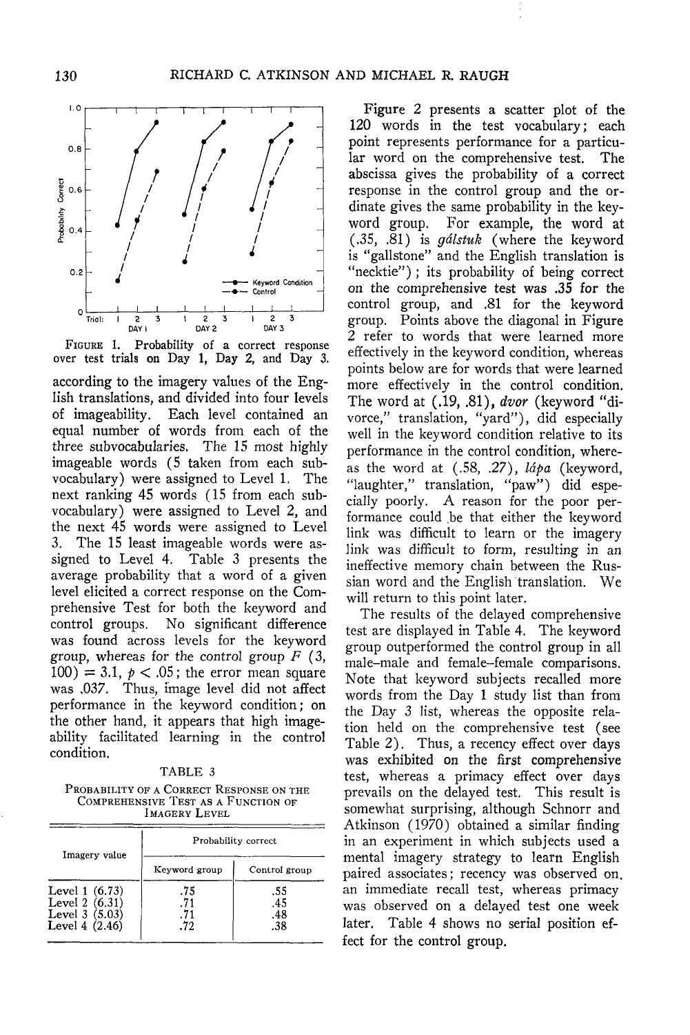FIGURE 1. Probability of a correct response over test trials on Day 1, Day 2, and Day 3.

according to the imagery values of the English translations, and divided into four levels of imageability. Each level contained an equal number of words from each of the three subvocabularies. The 15 most highly imageable words (5 taken from each subvocabulary) were assigned to Level 1. The next ranking 45 words (15 from each subvocabulary) were assigned to Level 2, and the next 45 words were assigned to Level 3. The 15 least imageable words were assigned to Level 4. Table 3 presents the average probability that a word of a given level elicited a correct response on the Comprehensive Test for both the keyword and control groups. No significant difference was found across levels for the keyword group, whereas for the control group $F(3, 100) = 3.1$, $p < .05$; the error mean square was .037. Thus, image level did not affect performance in the keyword condition; on the other hand, it appears that high imageability facilitated learning in the control condition.

TABLE 3

PROBABILITY OF A CORRECT RESPONSE ON THE COMPREHENSIVE TEST AS A FUNCTION OF IMAGERY LEVEL

| Imagery value | Probability correct | |
|---|---|---|
| | Keyword group | Control group |
| Level 1 (6.73) | .75 | .55 |
| Level 2 (6.31) | .71 | .45 |
| Level 3 (5.03) | .71 | .48 |
| Level 4 (2.46) | .72 | .38 |

Figure 2 presents a scatter plot of the 120 words in the test vocabulary; each point represents performance for a particular word on the comprehensive test. The abscissa gives the probability of a correct response in the control group and the ordinate gives the same probability in the keyword group. For example, the word at (.35, .81) is *gálstuk* (where the keyword is "gallstone" and the English translation is "necktie"); its probability of being correct on the comprehensive test was .35 for the control group, and .81 for the keyword group. Points above the diagonal in Figure 2 refer to words that were learned more effectively in the keyword condition, whereas points below are for words that were learned more effectively in the control condition. The word at (.19, .81), *dvor* (keyword "divorce," translation, "yard"), did especially well in the keyword condition relative to its performance in the control condition, whereas the word at (.58, .27), *lápa* (keyword, "laughter," translation, "paw") did especially poorly. A reason for the poor performance could be that either the keyword link was difficult to learn or the imagery link was difficult to form, resulting in an ineffective memory chain between the Russian word and the English translation. We will return to this point later.

The results of the delayed comprehensive test are displayed in Table 4. The keyword group outperformed the control group in all male–male and female–female comparisons. Note that keyword subjects recalled more words from the Day 1 study list than from the Day 3 list, whereas the opposite relation held on the comprehensive test (see Table 2). Thus, a recency effect over days was exhibited on the first comprehensive test, whereas a primacy effect over days prevails on the delayed test. This result is somewhat surprising, although Schnorr and Atkinson (1970) obtained a similar finding in an experiment in which subjects used a mental imagery strategy to learn English paired associates; recency was observed on an immediate recall test, whereas primacy was observed on a delayed test one week later. Table 4 shows no serial position effect for the control group.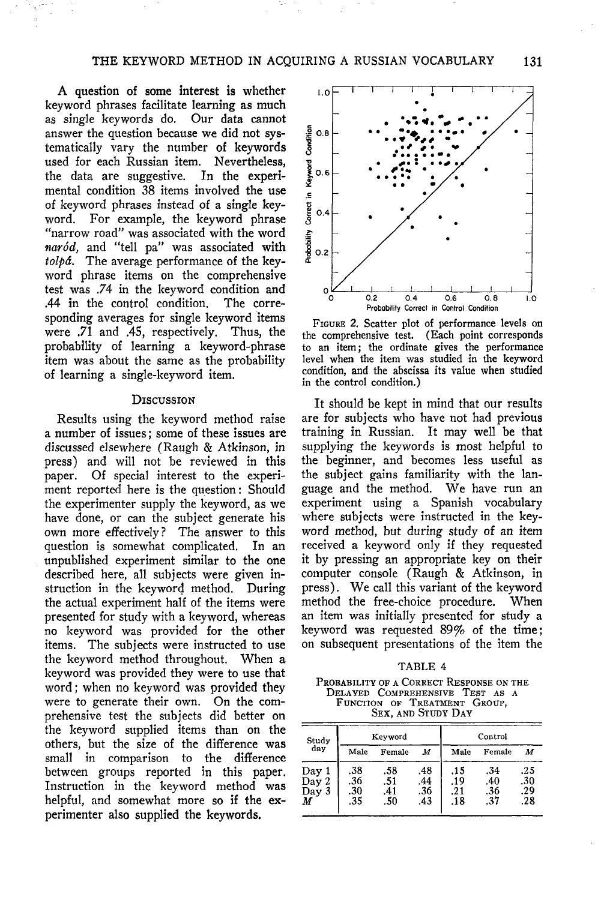A question of some interest is whether keyword phrases facilitate learning as much as single keywords do. Our data cannot answer the question because we did not systematically vary the number of keywords used for each Russian item. Nevertheless, the data are suggestive. In the experimental condition 38 items involved the use of keyword phrases instead of a single keyword. For example, the keyword phrase "narrow road" was associated with the word *naród,* and "tell pa" was associated with *tolpá.* The average performance of the keyword phrase items on the comprehensive test was .74 in the keyword condition and .44 in the control condition. The corresponding averages for single keyword items were .71 and .45, respectively. Thus, the probability of learning a keyword-phrase item was about the same as the probability of learning a single-keyword item.

## Discussion

Results using the keyword method raise a number of issues; some of these issues are discussed elsewhere (Raugh & Atkinson, in press) and will not be reviewed in this paper. Of special interest to the experiment reported here is the question: Should the experimenter supply the keyword, as we have done, or can the subject generate his own more effectively? The answer to this question is somewhat complicated. In an unpublished experiment similar to the one described here, all subjects were given instruction in the keyword method. During the actual experiment half of the items were presented for study with a keyword, whereas no keyword was provided for the other items. The subjects were instructed to use the keyword method throughout. When a keyword was provided they were to use that word; when no keyword was provided they were to generate their own. On the comprehensive test the subjects did better on the keyword supplied items than on the others, but the size of the difference was small in comparison to the difference between groups reported in this paper. Instruction in the keyword method was helpful, and somewhat more so if the experimenter also supplied the keywords.

Probability Correct in Keyword Condition

1.0
0.8
0.6
0.4
0.2
0

0 0.2 0.4 0.6 0.8 1.0

Probability Correct in Control Condition

FIGURE 2. Scatter plot of performance levels on the comprehensive test. (Each point corresponds to an item; the ordinate gives the performance level when the item was studied in the keyword condition, and the abscissa its value when studied in the control condition.)

It should be kept in mind that our results are for subjects who have not had previous training in Russian. It may well be that supplying the keywords is most helpful to the beginner, and becomes less useful as the subject gains familiarity with the language and the method. We have run an experiment using a Spanish vocabulary where subjects were instructed in the keyword method, but during study of an item received a keyword only if they requested it by pressing an appropriate key on their computer console (Raugh & Atkinson, in press). We call this variant of the keyword method the free-choice procedure. When an item was initially presented for study a keyword was requested 89% of the time; on subsequent presentations of the item the

TABLE 4

PROBABILITY OF A CORRECT RESPONSE ON THE DELAYED COMPREHENSIVE TEST AS A FUNCTION OF TREATMENT GROUP, SEX, AND STUDY DAY

| Study day | Keyword | | | Control | | |
|---|---|---|---|---|---|---|
| | Male | Female | *M* | Male | Female | *M* |
| Day 1 | .38 | .58 | .48 | .15 | .34 | .25 |
| Day 2 | .36 | .51 | .44 | .19 | .40 | .30 |
| Day 3 | .30 | .41 | .36 | .21 | .36 | .29 |
| *M* | .35 | .50 | .43 | .18 | .37 | .28 |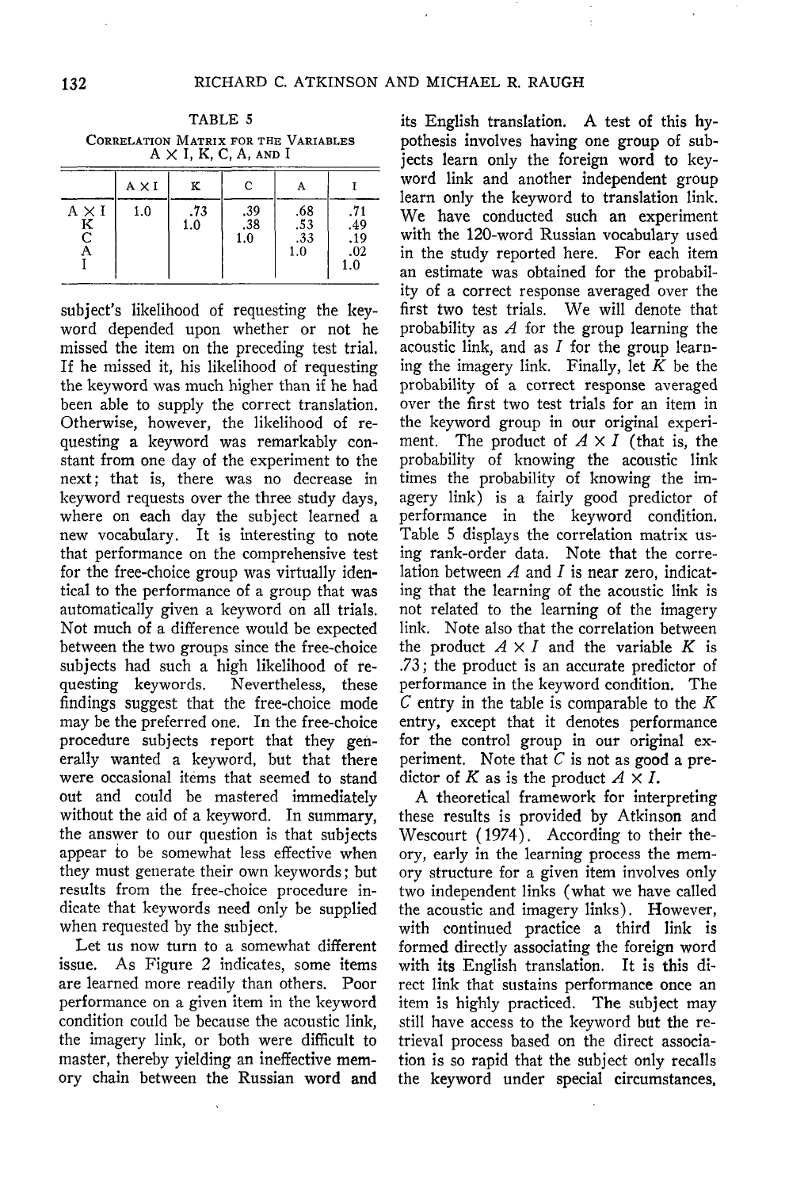TABLE 5

Correlation Matrix for the Variables $A \times I$, K, C, A, and I

| | $A \times I$ | K | C | A | I |
|---|---|---|---|---|---|
| $A \times I$ | 1.0 | .73 | .39 | .68 | .71 |
| K | | 1.0 | .38 | .53 | .49 |
| C | | | 1.0 | .33 | .19 |
| A | | | | 1.0 | .02 |
| I | | | | | 1.0 |

subject's likelihood of requesting the keyword depended upon whether or not he missed the item on the preceding test trial. If he missed it, his likelihood of requesting the keyword was much higher than if he had been able to supply the correct translation. Otherwise, however, the likelihood of requesting a keyword was remarkably constant from one day of the experiment to the next; that is, there was no decrease in keyword requests over the three study days, where on each day the subject learned a new vocabulary. It is interesting to note that performance on the comprehensive test for the free-choice group was virtually identical to the performance of a group that was automatically given a keyword on all trials. Not much of a difference would be expected between the two groups since the free-choice subjects had such a high likelihood of requesting keywords. Nevertheless, these findings suggest that the free-choice mode may be the preferred one. In the free-choice procedure subjects report that they generally wanted a keyword, but that there were occasional items that seemed to stand out and could be mastered immediately without the aid of a keyword. In summary, the answer to our question is that subjects appear to be somewhat less effective when they must generate their own keywords; but results from the free-choice procedure indicate that keywords need only be supplied when requested by the subject.

Let us now turn to a somewhat different issue. As Figure 2 indicates, some items are learned more readily than others. Poor performance on a given item in the keyword condition could be because the acoustic link, the imagery link, or both were difficult to master, thereby yielding an ineffective memory chain between the Russian word and its English translation. A test of this hypothesis involves having one group of subjects learn only the foreign word to keyword link and another independent group learn only the keyword to translation link. We have conducted such an experiment with the 120-word Russian vocabulary used in the study reported here. For each item an estimate was obtained for the probability of a correct response averaged over the first two test trials. We will denote that probability as $A$ for the group learning the acoustic link, and as $I$ for the group learning the imagery link. Finally, let $K$ be the probability of a correct response averaged over the first two test trials for an item in the keyword group in our original experiment. The product of $A \times I$ (that is, the probability of knowing the acoustic link times the probability of knowing the imagery link) is a fairly good predictor of performance in the keyword condition. Table 5 displays the correlation matrix using rank-order data. Note that the correlation between $A$ and $I$ is near zero, indicating that the learning of the acoustic link is not related to the learning of the imagery link. Note also that the correlation between the product $A \times I$ and the variable $K$ is .73; the product is an accurate predictor of performance in the keyword condition. The $C$ entry in the table is comparable to the $K$ entry, except that it denotes performance for the control group in our original experiment. Note that $C$ is not as good a predictor of $K$ as is the product $A \times I$.

A theoretical framework for interpreting these results is provided by Atkinson and Wescourt (1974). According to their theory, early in the learning process the memory structure for a given item involves only two independent links (what we have called the acoustic and imagery links). However, with continued practice a third link is formed directly associating the foreign word with its English translation. It is this direct link that sustains performance once an item is highly practiced. The subject may still have access to the keyword but the retrieval process based on the direct association is so rapid that the subject only recalls the keyword under special circumstances,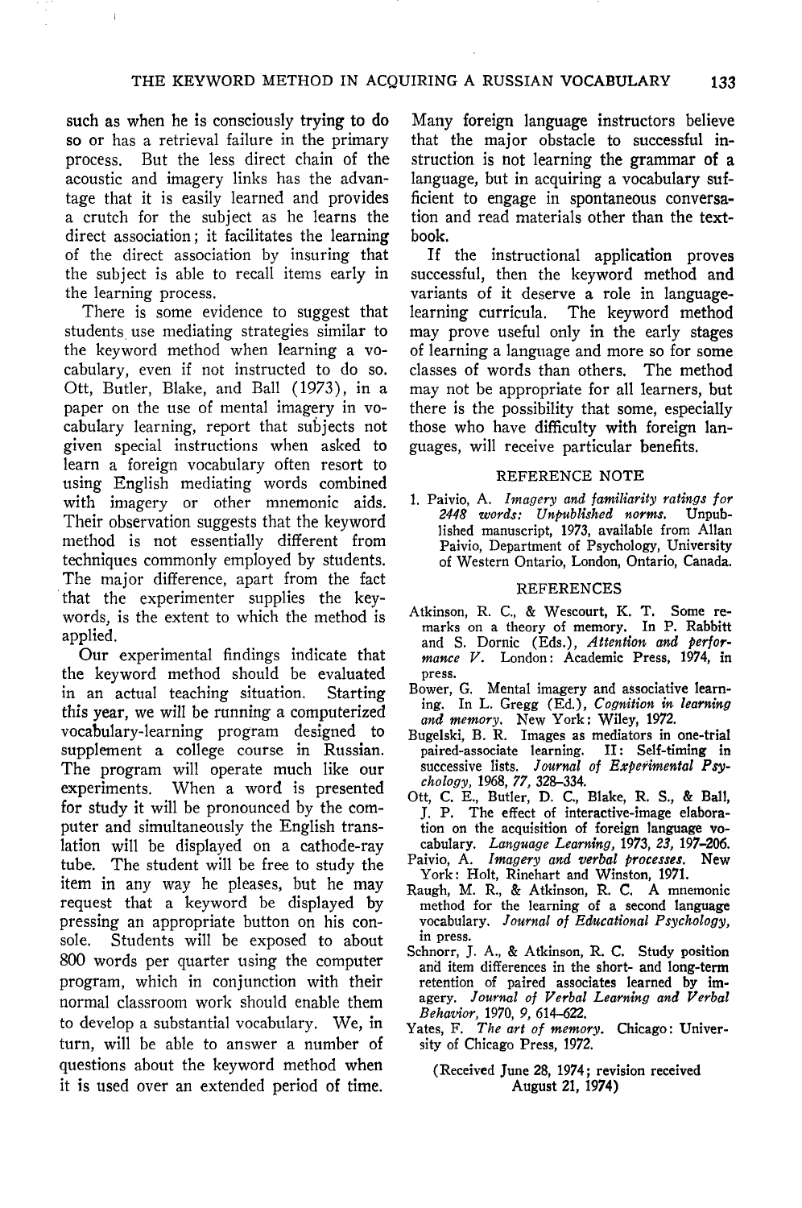such as when he is consciously trying to do so or has a retrieval failure in the primary process. But the less direct chain of the acoustic and imagery links has the advantage that it is easily learned and provides a crutch for the subject as he learns the direct association; it facilitates the learning of the direct association by insuring that the subject is able to recall items early in the learning process.

There is some evidence to suggest that students use mediating strategies similar to the keyword method when learning a vocabulary, even if not instructed to do so. Ott, Butler, Blake, and Ball (1973), in a paper on the use of mental imagery in vocabulary learning, report that subjects not given special instructions when asked to learn a foreign vocabulary often resort to using English mediating words combined with imagery or other mnemonic aids. Their observation suggests that the keyword method is not essentially different from techniques commonly employed by students. The major difference, apart from the fact that the experimenter supplies the keywords, is the extent to which the method is applied.

Our experimental findings indicate that the keyword method should be evaluated in an actual teaching situation. Starting this year, we will be running a computerized vocabulary-learning program designed to supplement a college course in Russian. The program will operate much like our experiments. When a word is presented for study it will be pronounced by the computer and simultaneously the English translation will be displayed on a cathode-ray tube. The student will be free to study the item in any way he pleases, but he may request that a keyword be displayed by pressing an appropriate button on his console. Students will be exposed to about 800 words per quarter using the computer program, which in conjunction with their normal classroom work should enable them to develop a substantial vocabulary. We, in turn, will be able to answer a number of questions about the keyword method when it is used over an extended period of time. Many foreign language instructors believe that the major obstacle to successful instruction is not learning the grammar of a language, but in acquiring a vocabulary sufficient to engage in spontaneous conversation and read materials other than the textbook.

If the instructional application proves successful, then the keyword method and variants of it deserve a role in language-learning curricula. The keyword method may prove useful only in the early stages of learning a language and more so for some classes of words than others. The method may not be appropriate for all learners, but there is the possibility that some, especially those who have difficulty with foreign languages, will receive particular benefits.

## REFERENCE NOTE

1. Paivio, A. *Imagery and familiarity ratings for 2448 words: Unpublished norms.* Unpublished manuscript, 1973, available from Allan Paivio, Department of Psychology, University of Western Ontario, London, Ontario, Canada.

## REFERENCES

Atkinson, R. C., & Wescourt, K. T. Some remarks on a theory of memory. In P. Rabbitt and S. Dornic (Eds.), *Attention and performance V.* London: Academic Press, 1974, in press.

Bower, G. Mental imagery and associative learning. In L. Gregg (Ed.), *Cognition in learning and memory.* New York: Wiley, 1972.

Bugelski, B. R. Images as mediators in one-trial paired-associate learning. II: Self-timing in successive lists. *Journal of Experimental Psychology,* 1968, *77,* 328–334.

Ott, C. E., Butler, D. C., Blake, R. S., & Ball, J. P. The effect of interactive-image elaboration on the acquisition of foreign language vocabulary. *Language Learning,* 1973, *23,* 197–206.

Paivio, A. *Imagery and verbal processes.* New York: Holt, Rinehart and Winston, 1971.

Raugh, M. R., & Atkinson, R. C. A mnemonic method for the learning of a second language vocabulary. *Journal of Educational Psychology,* in press.

Schnorr, J. A., & Atkinson, R. C. Study position and item differences in the short- and long-term retention of paired associates learned by imagery. *Journal of Verbal Learning and Verbal Behavior,* 1970, *9,* 614–622.

Yates, F. *The art of memory.* Chicago: University of Chicago Press, 1972.

(Received June 28, 1974; revision received August 21, 1974)